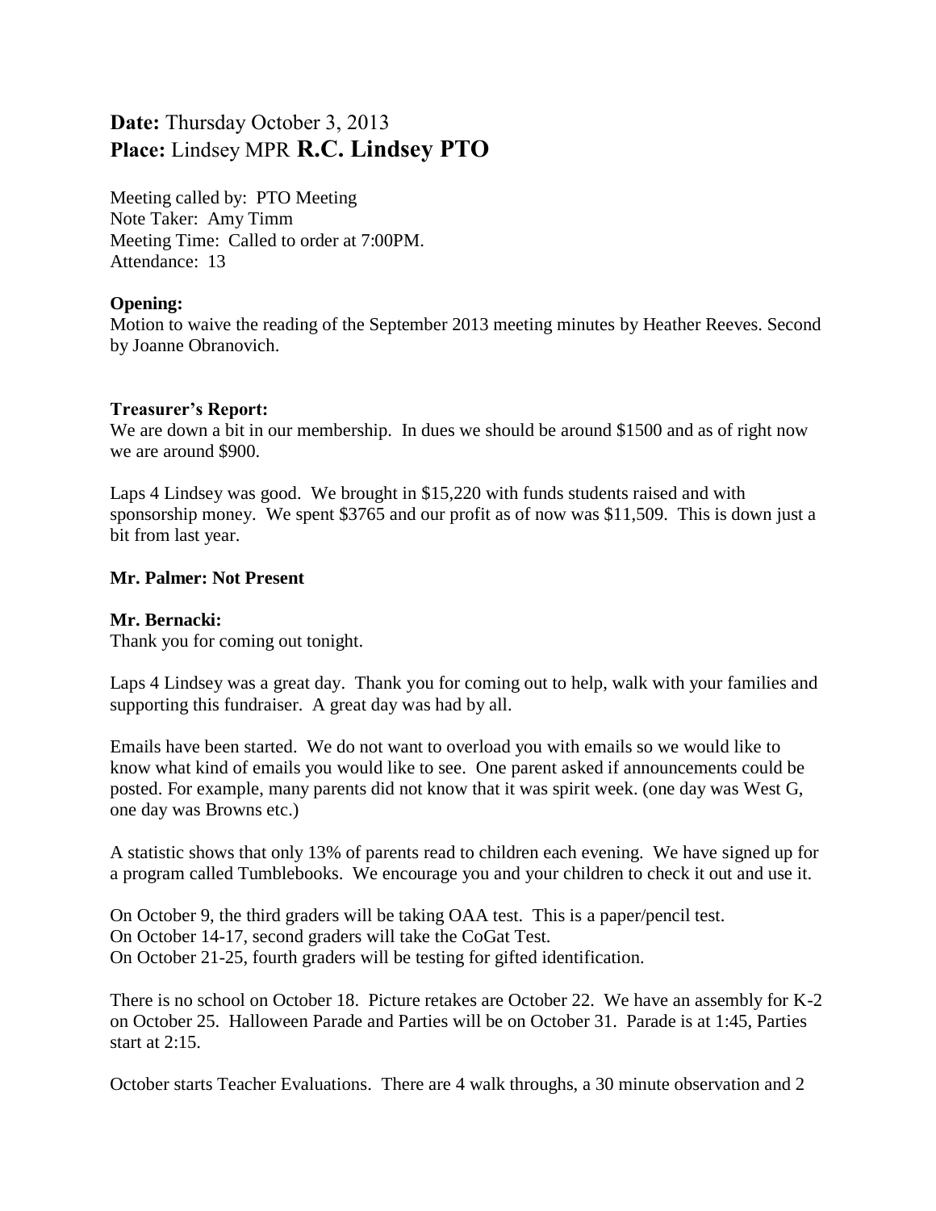**Date:** Thursday October 3, 2013
**Place:** Lindsey MPR **R.C. Lindsey PTO**

Meeting called by: PTO Meeting
Note Taker: Amy Timm
Meeting Time: Called to order at 7:00PM.
Attendance: 13

**Opening:**
Motion to waive the reading of the September 2013 meeting minutes by Heather Reeves. Second by Joanne Obranovich.

**Treasurer's Report:**
We are down a bit in our membership. In dues we should be around $1500 and as of right now we are around $900.

Laps 4 Lindsey was good. We brought in $15,220 with funds students raised and with sponsorship money. We spent $3765 and our profit as of now was $11,509. This is down just a bit from last year.

**Mr. Palmer: Not Present**

**Mr. Bernacki:**
Thank you for coming out tonight.

Laps 4 Lindsey was a great day. Thank you for coming out to help, walk with your families and supporting this fundraiser. A great day was had by all.

Emails have been started. We do not want to overload you with emails so we would like to know what kind of emails you would like to see. One parent asked if announcements could be posted. For example, many parents did not know that it was spirit week. (one day was West G, one day was Browns etc.)

A statistic shows that only 13% of parents read to children each evening. We have signed up for a program called Tumblebooks. We encourage you and your children to check it out and use it.

On October 9, the third graders will be taking OAA test. This is a paper/pencil test.
On October 14-17, second graders will take the CoGat Test.
On October 21-25, fourth graders will be testing for gifted identification.

There is no school on October 18. Picture retakes are October 22. We have an assembly for K-2 on October 25. Halloween Parade and Parties will be on October 31. Parade is at 1:45, Parties start at 2:15.

October starts Teacher Evaluations. There are 4 walk throughs, a 30 minute observation and 2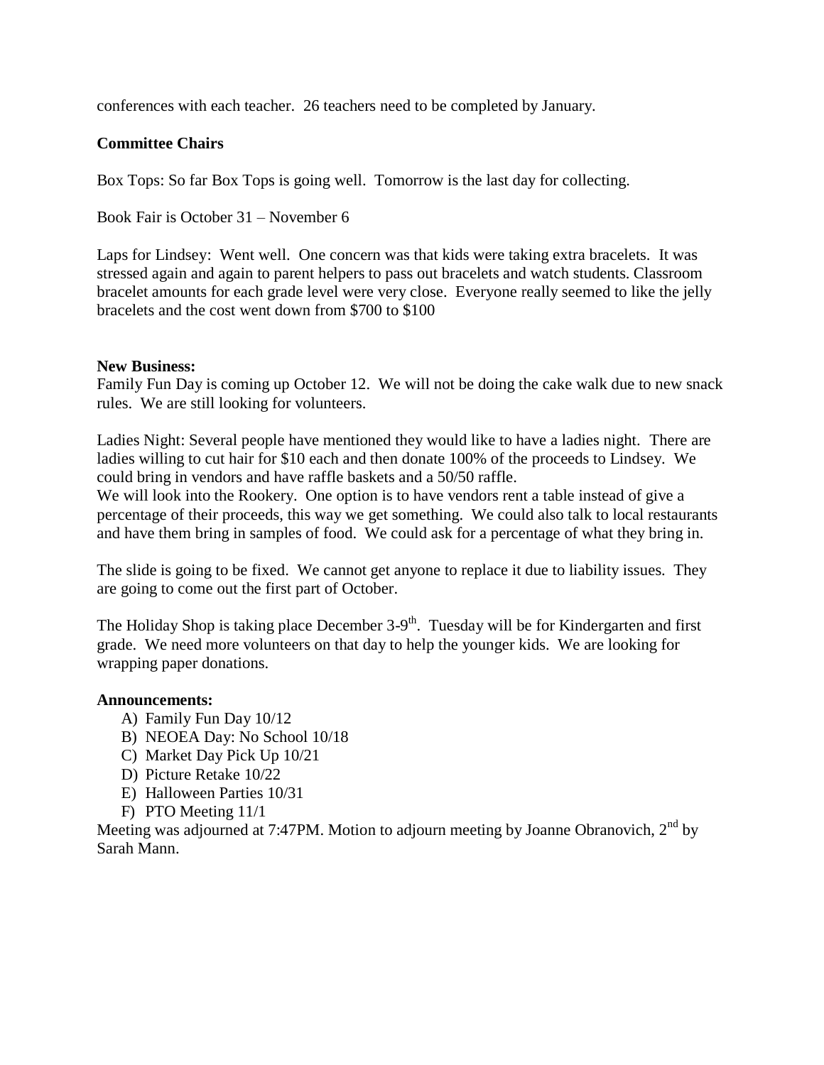conferences with each teacher. 26 teachers need to be completed by January.

**Committee Chairs**

Box Tops: So far Box Tops is going well. Tomorrow is the last day for collecting.

Book Fair is October 31 – November 6

Laps for Lindsey: Went well. One concern was that kids were taking extra bracelets. It was stressed again and again to parent helpers to pass out bracelets and watch students. Classroom bracelet amounts for each grade level were very close. Everyone really seemed to like the jelly bracelets and the cost went down from $700 to $100

**New Business:**

Family Fun Day is coming up October 12. We will not be doing the cake walk due to new snack rules. We are still looking for volunteers.

Ladies Night: Several people have mentioned they would like to have a ladies night. There are ladies willing to cut hair for $10 each and then donate 100% of the proceeds to Lindsey. We could bring in vendors and have raffle baskets and a 50/50 raffle.
We will look into the Rookery. One option is to have vendors rent a table instead of give a percentage of their proceeds, this way we get something. We could also talk to local restaurants and have them bring in samples of food. We could ask for a percentage of what they bring in.

The slide is going to be fixed. We cannot get anyone to replace it due to liability issues. They are going to come out the first part of October.

The Holiday Shop is taking place December 3-9th. Tuesday will be for Kindergarten and first grade. We need more volunteers on that day to help the younger kids. We are looking for wrapping paper donations.

**Announcements:**

A) Family Fun Day 10/12
B) NEOEA Day: No School 10/18
C) Market Day Pick Up 10/21
D) Picture Retake 10/22
E) Halloween Parties 10/31
F) PTO Meeting 11/1

Meeting was adjourned at 7:47PM. Motion to adjourn meeting by Joanne Obranovich, 2nd by Sarah Mann.